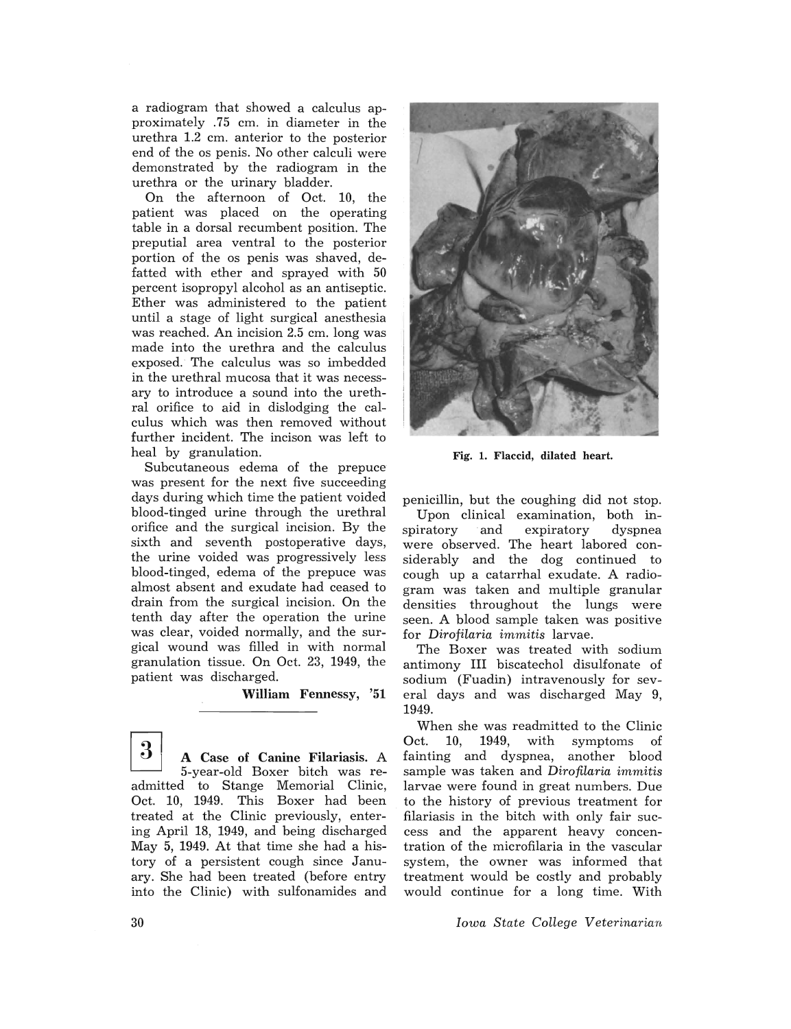a radiogram that showed a calculus approximately .75 cm. in diameter in the urethra 1.2 cm. anterior to the posterior end of the os penis. No other calculi were demonstrated by the radiogram in the urethra or the urinary bladder.

On the afternoon of Oct. 10, the patient was placed on the operating table in a dorsal recumbent position. The preputial area ventral to the posterior portion of the os penis was shaved, defatted with ether and sprayed with 50 percent isopropyl alcohol as an antiseptic. Ether was administered to the patient until a stage of light surgical anesthesia was reached. An incision 2.5 cm. long was made into the urethra and the calculus exposed. The calculus was so imbedded in the urethral mucosa that it was necessary to introduce a sound into the urethral orifice to aid in dislodging the calculus which was then removed without further incident. The incison was left to heal by granulation.

Subcutaneous edema of the prepuce was present for the next five succeeding days during which time the patient voided blood-tinged urine through the urethral orifice and the surgical incision. By the sixth and seventh postoperative days, the urine voided was progressively less blood-tinged, edema of the prepuce was almost absent and exudate had ceased to drain from the surgical incision. On the tenth day after the operation the urine was clear, voided normally, and the surgical wound was filled in with normal granulation tissue. On Oct. 23, 1949, the patient was discharged.

**William Fennessy, '51**

---

**3** **A Case of Canine Filariasis.** A 5-year-old Boxer bitch was readmitted to Stange Memorial Clinic, Oct. 10, 1949. This Boxer had been treated at the Clinic previously, entering April 18, 1949, and being discharged May 5, 1949. At that time she had a history of a persistent cough since January. She had been treated (before entry into the Clinic) with sulfonamides and penicillin, but the coughing did not stop.

**Fig. 1. Flaccid, dilated heart.**

Upon clinical examination, both inspiratory and expiratory dyspnea were observed. The heart labored considerably and the dog continued to cough up a catarrhal exudate. A radiogram was taken and multiple granular densities throughout the lungs were seen. A blood sample taken was positive for *Dirofilaria immitis* larvae.

The Boxer was treated with sodium antimony III biscatechol disulfonate of sodium (Fuadin) intravenously for several days and was discharged May 9, 1949.

When she was readmitted to the Clinic Oct. 10, 1949, with symptoms of fainting and dyspnea, another blood sample was taken and *Dirofilaria immitis* larvae were found in great numbers. Due to the history of previous treatment for filariasis in the bitch with only fair success and the apparent heavy concentration of the microfilaria in the vascular system, the owner was informed that treatment would be costly and probably would continue for a long time. With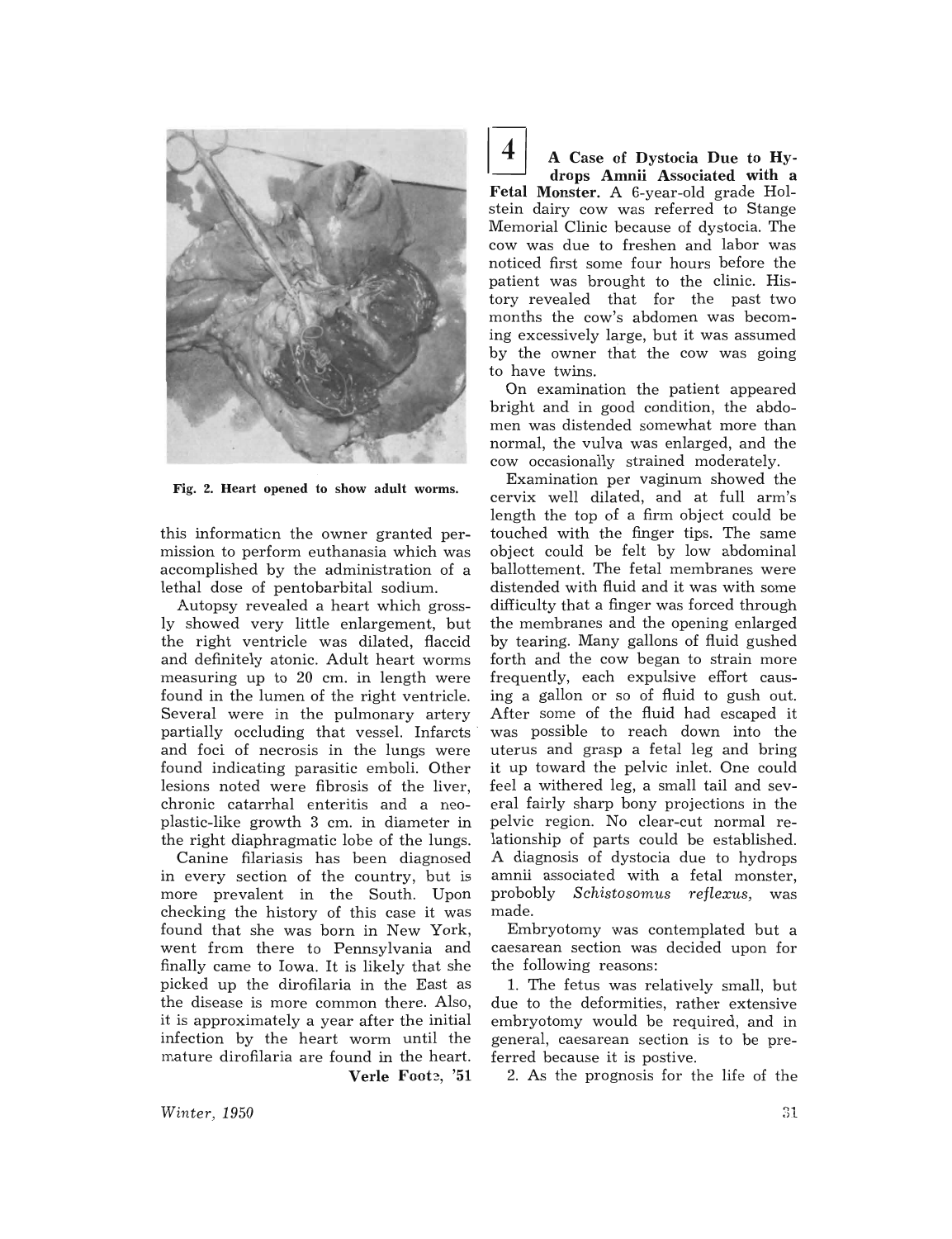Fig. 2. Heart opened to show adult worms.

this information the owner granted permission to perform euthanasia which was accomplished by the administration of a lethal dose of pentobarbital sodium.

Autopsy revealed a heart which grossly showed very little enlargement, but the right ventricle was dilated, flaccid and definitely atonic. Adult heart worms measuring up to 20 cm. in length were found in the lumen of the right ventricle. Several were in the pulmonary artery partially occluding that vessel. Infarcts and foci of necrosis in the lungs were found indicating parasitic emboli. Other lesions noted were fibrosis of the liver, chronic catarrhal enteritis and a neoplastic-like growth 3 cm. in diameter in the right diaphragmatic lobe of the lungs.

Canine filariasis has been diagnosed in every section of the country, but is more prevalent in the South. Upon checking the history of this case it was found that she was born in New York, went from there to Pennsylvania and finally came to Iowa. It is likely that she picked up the dirofilaria in the East as the disease is more common there. Also, it is approximately a year after the initial infection by the heart worm until the mature dirofilaria are found in the heart.

**Verle Foote, '51**

**4** **A Case of Dystocia Due to Hydrops Amnii Associated with a Fetal Monster.** A 6-year-old grade Holstein dairy cow was referred to Stange Memorial Clinic because of dystocia. The cow was due to freshen and labor was noticed first some four hours before the patient was brought to the clinic. History revealed that for the past two months the cow's abdomen was becoming excessively large, but it was assumed by the owner that the cow was going to have twins.

On examination the patient appeared bright and in good condition, the abdomen was distended somewhat more than normal, the vulva was enlarged, and the cow occasionally strained moderately.

Examination per vaginum showed the cervix well dilated, and at full arm's length the top of a firm object could be touched with the finger tips. The same object could be felt by low abdominal ballottement. The fetal membranes were distended with fluid and it was with some difficulty that a finger was forced through the membranes and the opening enlarged by tearing. Many gallons of fluid gushed forth and the cow began to strain more frequently, each expulsive effort causing a gallon or so of fluid to gush out. After some of the fluid had escaped it was possible to reach down into the uterus and grasp a fetal leg and bring it up toward the pelvic inlet. One could feel a withered leg, a small tail and several fairly sharp bony projections in the pelvic region. No clear-cut normal relationship of parts could be established. A diagnosis of dystocia due to hydrops amnii associated with a fetal monster, probably *Schistosomus reflexus*, was made.

Embryotomy was contemplated but a caesarean section was decided upon for the following reasons:

1. The fetus was relatively small, but due to the deformities, rather extensive embryotomy would be required, and in general, caesarean section is to be preferred because it is postive.

2. As the prognosis for the life of the